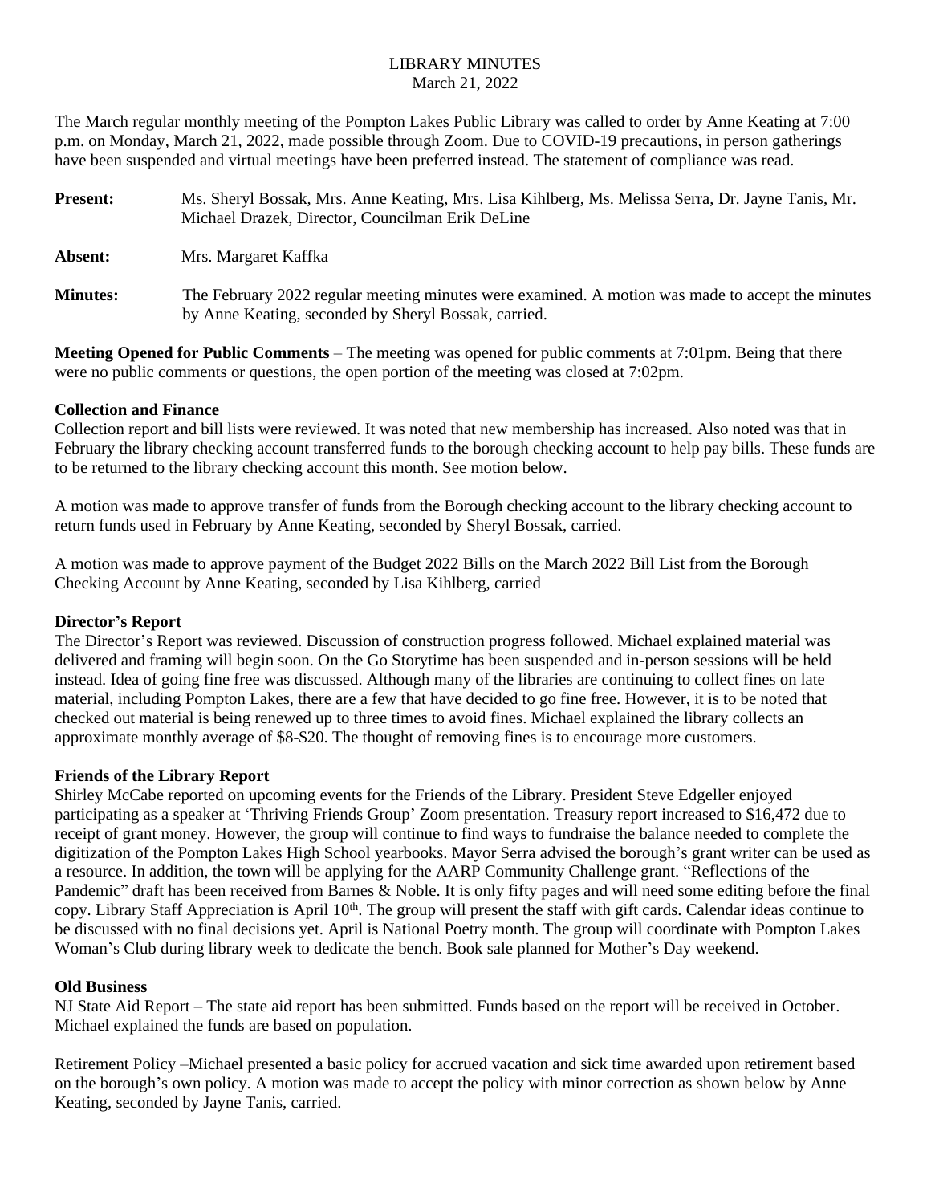# LIBRARY MINUTES

March 21, 2022

The March regular monthly meeting of the Pompton Lakes Public Library was called to order by Anne Keating at 7:00 p.m. on Monday, March 21, 2022, made possible through Zoom. Due to COVID-19 precautions, in person gatherings have been suspended and virtual meetings have been preferred instead. The statement of compliance was read.

**Present:** Ms. Sheryl Bossak, Mrs. Anne Keating, Mrs. Lisa Kihlberg, Ms. Melissa Serra, Dr. Jayne Tanis, Mr. Michael Drazek, Director, Councilman Erik DeLine

**Absent:** Mrs. Margaret Kaffka

**Minutes:** The February 2022 regular meeting minutes were examined. A motion was made to accept the minutes by Anne Keating, seconded by Sheryl Bossak, carried.

**Meeting Opened for Public Comments** – The meeting was opened for public comments at 7:01pm. Being that there were no public comments or questions, the open portion of the meeting was closed at 7:02pm.

**Collection and Finance**

Collection report and bill lists were reviewed. It was noted that new membership has increased. Also noted was that in February the library checking account transferred funds to the borough checking account to help pay bills. These funds are to be returned to the library checking account this month. See motion below.

A motion was made to approve transfer of funds from the Borough checking account to the library checking account to return funds used in February by Anne Keating, seconded by Sheryl Bossak, carried.

A motion was made to approve payment of the Budget 2022 Bills on the March 2022 Bill List from the Borough Checking Account by Anne Keating, seconded by Lisa Kihlberg, carried

**Director's Report**

The Director's Report was reviewed. Discussion of construction progress followed. Michael explained material was delivered and framing will begin soon. On the Go Storytime has been suspended and in-person sessions will be held instead. Idea of going fine free was discussed. Although many of the libraries are continuing to collect fines on late material, including Pompton Lakes, there are a few that have decided to go fine free. However, it is to be noted that checked out material is being renewed up to three times to avoid fines. Michael explained the library collects an approximate monthly average of $8-$20. The thought of removing fines is to encourage more customers.

**Friends of the Library Report**

Shirley McCabe reported on upcoming events for the Friends of the Library. President Steve Edgeller enjoyed participating as a speaker at 'Thriving Friends Group' Zoom presentation. Treasury report increased to $16,472 due to receipt of grant money. However, the group will continue to find ways to fundraise the balance needed to complete the digitization of the Pompton Lakes High School yearbooks. Mayor Serra advised the borough's grant writer can be used as a resource. In addition, the town will be applying for the AARP Community Challenge grant. "Reflections of the Pandemic" draft has been received from Barnes & Noble. It is only fifty pages and will need some editing before the final copy. Library Staff Appreciation is April 10th. The group will present the staff with gift cards. Calendar ideas continue to be discussed with no final decisions yet. April is National Poetry month. The group will coordinate with Pompton Lakes Woman's Club during library week to dedicate the bench. Book sale planned for Mother's Day weekend.

**Old Business**

NJ State Aid Report – The state aid report has been submitted. Funds based on the report will be received in October. Michael explained the funds are based on population.

Retirement Policy –Michael presented a basic policy for accrued vacation and sick time awarded upon retirement based on the borough's own policy. A motion was made to accept the policy with minor correction as shown below by Anne Keating, seconded by Jayne Tanis, carried.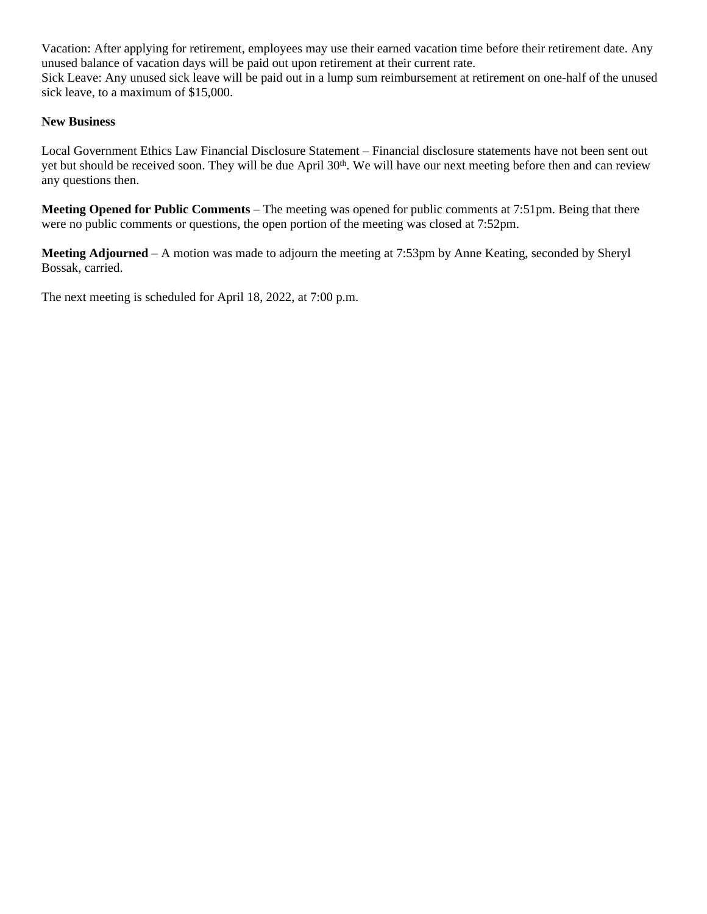Vacation: After applying for retirement, employees may use their earned vacation time before their retirement date. Any unused balance of vacation days will be paid out upon retirement at their current rate.
Sick Leave: Any unused sick leave will be paid out in a lump sum reimbursement at retirement on one-half of the unused sick leave, to a maximum of $15,000.

**New Business**

Local Government Ethics Law Financial Disclosure Statement – Financial disclosure statements have not been sent out yet but should be received soon. They will be due April 30th. We will have our next meeting before then and can review any questions then.

**Meeting Opened for Public Comments** – The meeting was opened for public comments at 7:51pm. Being that there were no public comments or questions, the open portion of the meeting was closed at 7:52pm.

**Meeting Adjourned** – A motion was made to adjourn the meeting at 7:53pm by Anne Keating, seconded by Sheryl Bossak, carried.

The next meeting is scheduled for April 18, 2022, at 7:00 p.m.